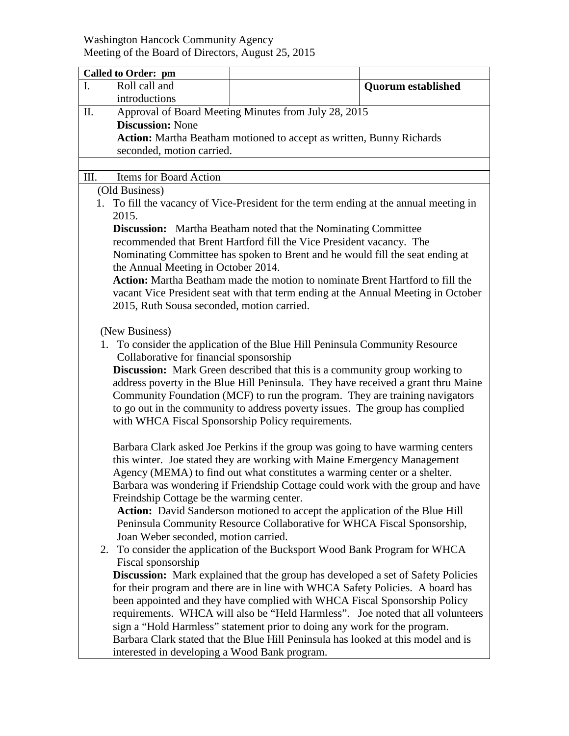Washington Hancock Community Agency
Meeting of the Board of Directors, August 25, 2015

| **Called to Order: pm** | | |
|---|---|---|
| I. Roll call and introductions | | **Quorum established** |

II. Approval of Board Meeting Minutes from July 28, 2015

**Discussion:** None

**Action:** Martha Beatham motioned to accept as written, Bunny Richards seconded, motion carried.

III. Items for Board Action

(Old Business)

1. To fill the vacancy of Vice-President for the term ending at the annual meeting in 2015.

   **Discussion:** Martha Beatham noted that the Nominating Committee recommended that Brent Hartford fill the Vice President vacancy. The Nominating Committee has spoken to Brent and he would fill the seat ending at the Annual Meeting in October 2014.

   **Action:** Martha Beatham made the motion to nominate Brent Hartford to fill the vacant Vice President seat with that term ending at the Annual Meeting in October 2015, Ruth Sousa seconded, motion carried.

(New Business)

1. To consider the application of the Blue Hill Peninsula Community Resource Collaborative for financial sponsorship

   **Discussion:** Mark Green described that this is a community group working to address poverty in the Blue Hill Peninsula. They have received a grant thru Maine Community Foundation (MCF) to run the program. They are training navigators to go out in the community to address poverty issues. The group has complied with WHCA Fiscal Sponsorship Policy requirements.

   Barbara Clark asked Joe Perkins if the group was going to have warming centers this winter. Joe stated they are working with Maine Emergency Management Agency (MEMA) to find out what constitutes a warming center or a shelter. Barbara was wondering if Friendship Cottage could work with the group and have Freindship Cottage be the warming center.

   **Action:** David Sanderson motioned to accept the application of the Blue Hill Peninsula Community Resource Collaborative for WHCA Fiscal Sponsorship, Joan Weber seconded, motion carried.

2. To consider the application of the Bucksport Wood Bank Program for WHCA Fiscal sponsorship

   **Discussion:** Mark explained that the group has developed a set of Safety Policies for their program and there are in line with WHCA Safety Policies. A board has been appointed and they have complied with WHCA Fiscal Sponsorship Policy requirements. WHCA will also be "Held Harmless". Joe noted that all volunteers sign a "Hold Harmless" statement prior to doing any work for the program. Barbara Clark stated that the Blue Hill Peninsula has looked at this model and is interested in developing a Wood Bank program.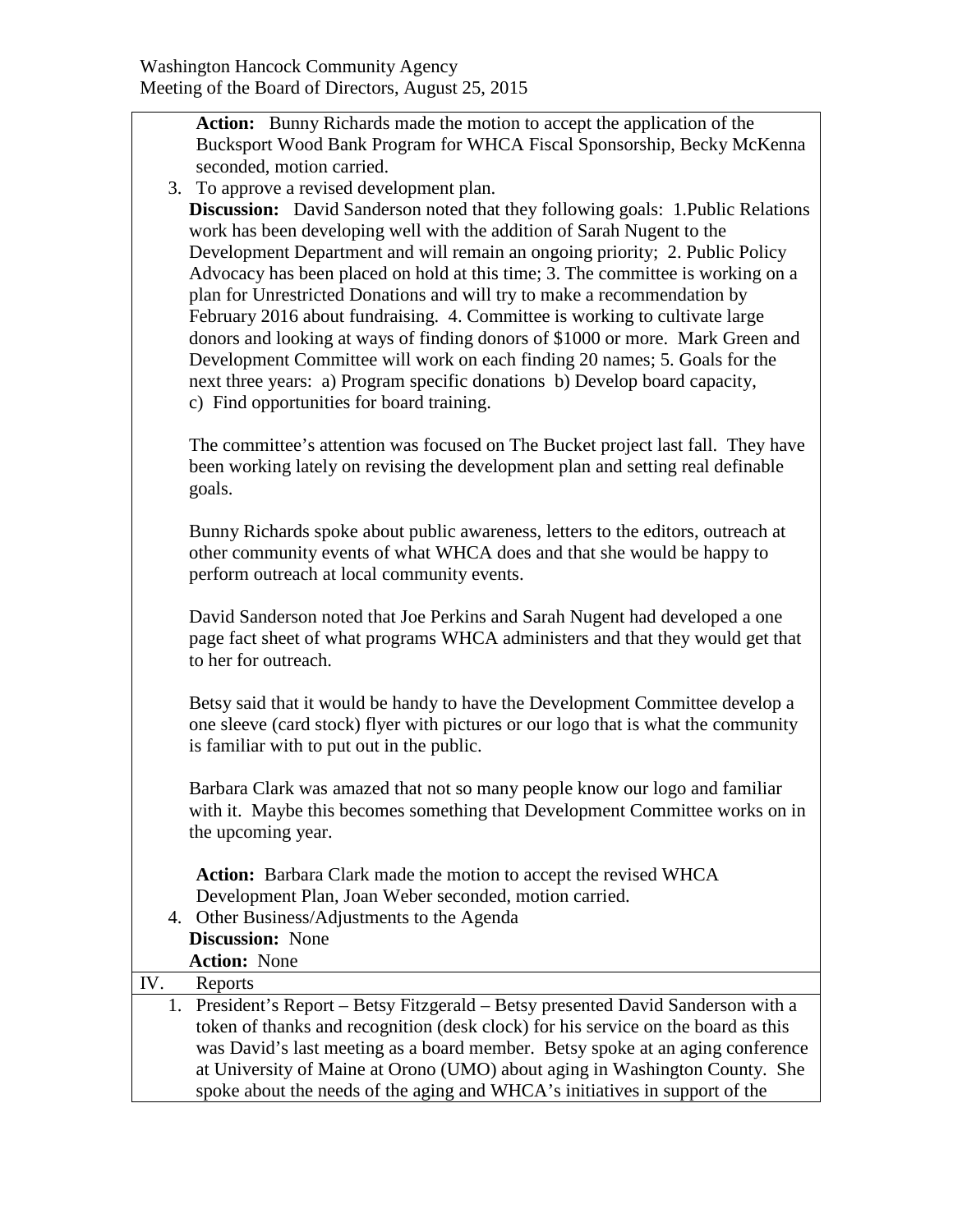**Action:** Bunny Richards made the motion to accept the application of the Bucksport Wood Bank Program for WHCA Fiscal Sponsorship, Becky McKenna seconded, motion carried.

3. To approve a revised development plan.

   **Discussion:** David Sanderson noted that they following goals: 1.Public Relations work has been developing well with the addition of Sarah Nugent to the Development Department and will remain an ongoing priority; 2. Public Policy Advocacy has been placed on hold at this time; 3. The committee is working on a plan for Unrestricted Donations and will try to make a recommendation by February 2016 about fundraising. 4. Committee is working to cultivate large donors and looking at ways of finding donors of $1000 or more. Mark Green and Development Committee will work on each finding 20 names; 5. Goals for the next three years: a) Program specific donations b) Develop board capacity, c) Find opportunities for board training.

   The committee's attention was focused on The Bucket project last fall. They have been working lately on revising the development plan and setting real definable goals.

   Bunny Richards spoke about public awareness, letters to the editors, outreach at other community events of what WHCA does and that she would be happy to perform outreach at local community events.

   David Sanderson noted that Joe Perkins and Sarah Nugent had developed a one page fact sheet of what programs WHCA administers and that they would get that to her for outreach.

   Betsy said that it would be handy to have the Development Committee develop a one sleeve (card stock) flyer with pictures or our logo that is what the community is familiar with to put out in the public.

   Barbara Clark was amazed that not so many people know our logo and familiar with it. Maybe this becomes something that Development Committee works on in the upcoming year.

   **Action:** Barbara Clark made the motion to accept the revised WHCA Development Plan, Joan Weber seconded, motion carried.

4. Other Business/Adjustments to the Agenda

   **Discussion:** None

   **Action:** None

IV. Reports

1. President's Report – Betsy Fitzgerald – Betsy presented David Sanderson with a token of thanks and recognition (desk clock) for his service on the board as this was David's last meeting as a board member. Betsy spoke at an aging conference at University of Maine at Orono (UMO) about aging in Washington County. She spoke about the needs of the aging and WHCA's initiatives in support of the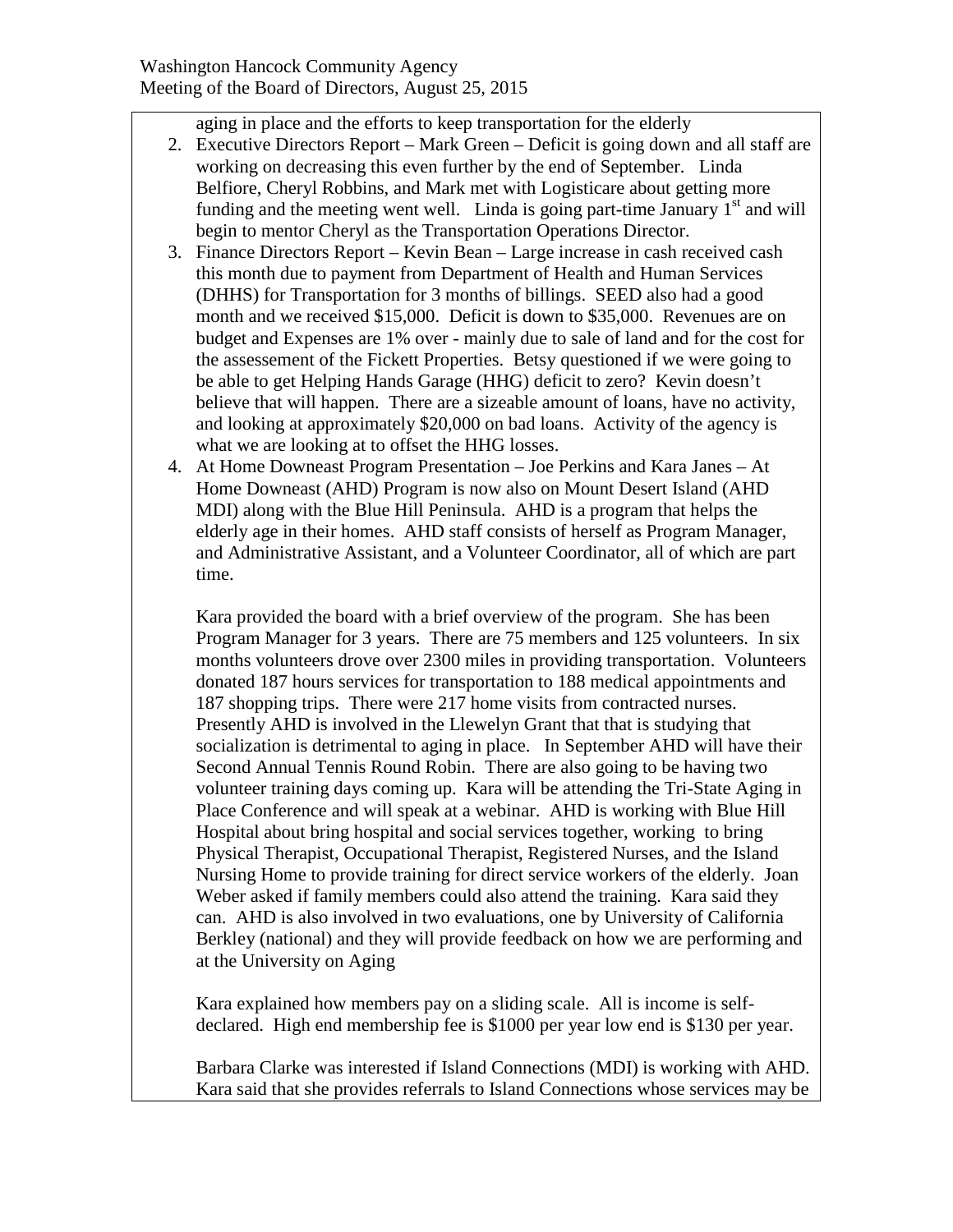aging in place and the efforts to keep transportation for the elderly

2. Executive Directors Report – Mark Green – Deficit is going down and all staff are working on decreasing this even further by the end of September. Linda Belfiore, Cheryl Robbins, and Mark met with Logisticare about getting more funding and the meeting went well. Linda is going part-time January 1st and will begin to mentor Cheryl as the Transportation Operations Director.
3. Finance Directors Report – Kevin Bean – Large increase in cash received cash this month due to payment from Department of Health and Human Services (DHHS) for Transportation for 3 months of billings. SEED also had a good month and we received $15,000. Deficit is down to $35,000. Revenues are on budget and Expenses are 1% over - mainly due to sale of land and for the cost for the assessement of the Fickett Properties. Betsy questioned if we were going to be able to get Helping Hands Garage (HHG) deficit to zero? Kevin doesn't believe that will happen. There are a sizeable amount of loans, have no activity, and looking at approximately $20,000 on bad loans. Activity of the agency is what we are looking at to offset the HHG losses.
4. At Home Downeast Program Presentation – Joe Perkins and Kara Janes – At Home Downeast (AHD) Program is now also on Mount Desert Island (AHD MDI) along with the Blue Hill Peninsula. AHD is a program that helps the elderly age in their homes. AHD staff consists of herself as Program Manager, and Administrative Assistant, and a Volunteer Coordinator, all of which are part time.

   Kara provided the board with a brief overview of the program. She has been Program Manager for 3 years. There are 75 members and 125 volunteers. In six months volunteers drove over 2300 miles in providing transportation. Volunteers donated 187 hours services for transportation to 188 medical appointments and 187 shopping trips. There were 217 home visits from contracted nurses. Presently AHD is involved in the Llewelyn Grant that that is studying that socialization is detrimental to aging in place. In September AHD will have their Second Annual Tennis Round Robin. There are also going to be having two volunteer training days coming up. Kara will be attending the Tri-State Aging in Place Conference and will speak at a webinar. AHD is working with Blue Hill Hospital about bring hospital and social services together, working to bring Physical Therapist, Occupational Therapist, Registered Nurses, and the Island Nursing Home to provide training for direct service workers of the elderly. Joan Weber asked if family members could also attend the training. Kara said they can. AHD is also involved in two evaluations, one by University of California Berkley (national) and they will provide feedback on how we are performing and at the University on Aging

   Kara explained how members pay on a sliding scale. All is income is self-declared. High end membership fee is $1000 per year low end is $130 per year.

   Barbara Clarke was interested if Island Connections (MDI) is working with AHD. Kara said that she provides referrals to Island Connections whose services may be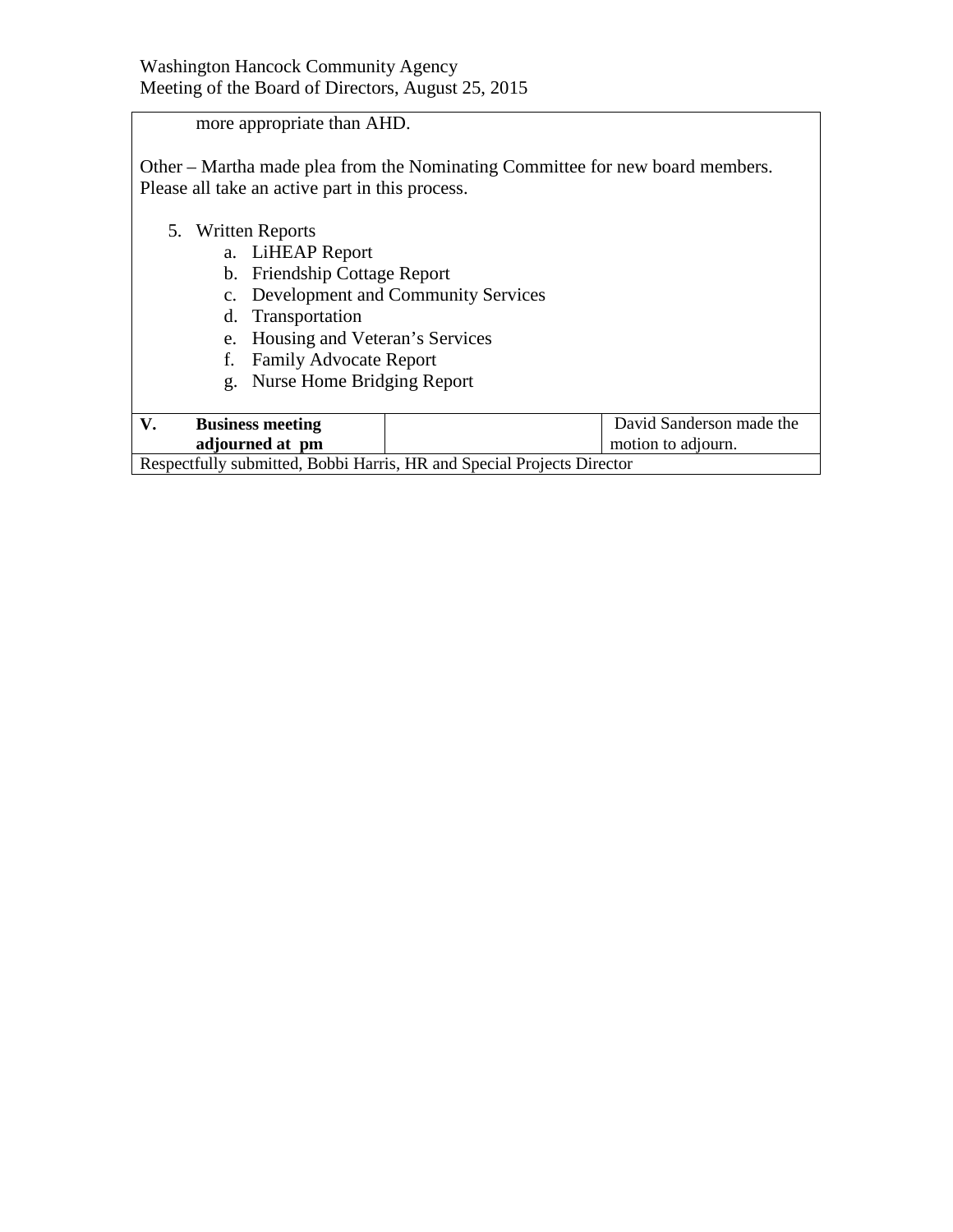more appropriate than AHD.

Other – Martha made plea from the Nominating Committee for new board members. Please all take an active part in this process.

5. Written Reports
   a. LiHEAP Report
   b. Friendship Cottage Report
   c. Development and Community Services
   d. Transportation
   e. Housing and Veteran's Services
   f. Family Advocate Report
   g. Nurse Home Bridging Report

| | | | |
|---|---|---|---|
| **V.** | **Business meeting adjourned at pm** | | David Sanderson made the motion to adjourn. |

Respectfully submitted, Bobbi Harris, HR and Special Projects Director